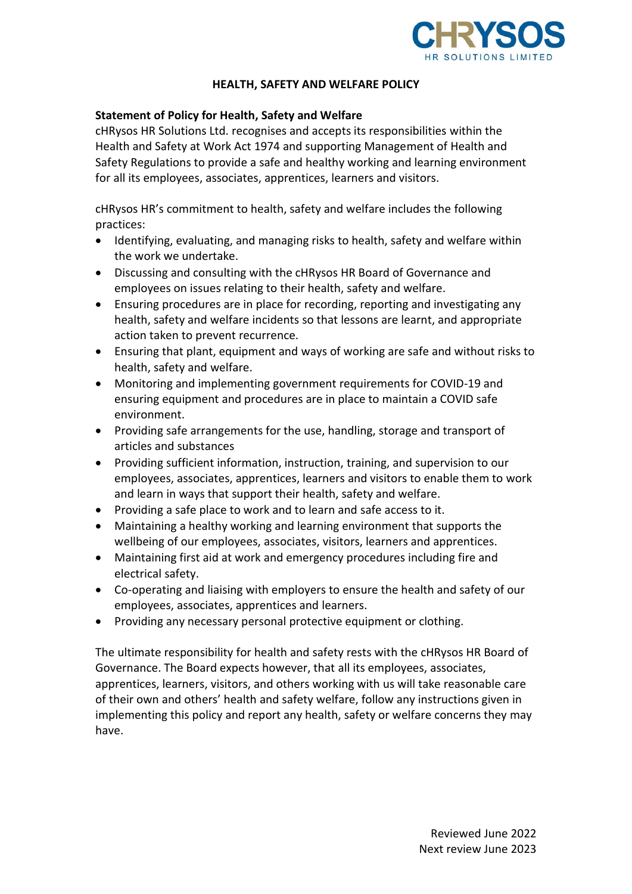# HEALTH, SAFETY AND WELFARE POLICY

**Statement of Policy for Health, Safety and Welfare**

cHRysos HR Solutions Ltd. recognises and accepts its responsibilities within the Health and Safety at Work Act 1974 and supporting Management of Health and Safety Regulations to provide a safe and healthy working and learning environment for all its employees, associates, apprentices, learners and visitors.

cHRysos HR's commitment to health, safety and welfare includes the following practices:

- Identifying, evaluating, and managing risks to health, safety and welfare within the work we undertake.
- Discussing and consulting with the cHRysos HR Board of Governance and employees on issues relating to their health, safety and welfare.
- Ensuring procedures are in place for recording, reporting and investigating any health, safety and welfare incidents so that lessons are learnt, and appropriate action taken to prevent recurrence.
- Ensuring that plant, equipment and ways of working are safe and without risks to health, safety and welfare.
- Monitoring and implementing government requirements for COVID-19 and ensuring equipment and procedures are in place to maintain a COVID safe environment.
- Providing safe arrangements for the use, handling, storage and transport of articles and substances
- Providing sufficient information, instruction, training, and supervision to our employees, associates, apprentices, learners and visitors to enable them to work and learn in ways that support their health, safety and welfare.
- Providing a safe place to work and to learn and safe access to it.
- Maintaining a healthy working and learning environment that supports the wellbeing of our employees, associates, visitors, learners and apprentices.
- Maintaining first aid at work and emergency procedures including fire and electrical safety.
- Co-operating and liaising with employers to ensure the health and safety of our employees, associates, apprentices and learners.
- Providing any necessary personal protective equipment or clothing.

The ultimate responsibility for health and safety rests with the cHRysos HR Board of Governance. The Board expects however, that all its employees, associates, apprentices, learners, visitors, and others working with us will take reasonable care of their own and others' health and safety welfare, follow any instructions given in implementing this policy and report any health, safety or welfare concerns they may have.

Reviewed June 2022
Next review June 2023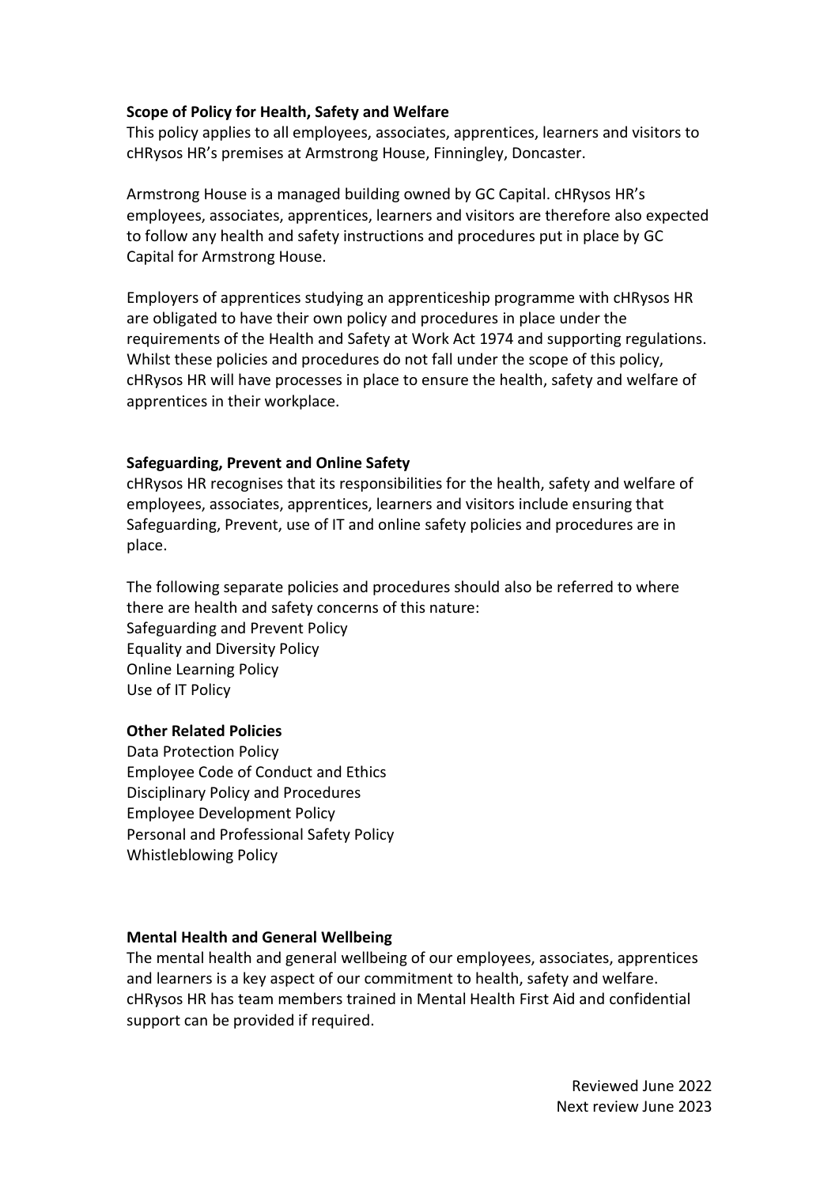**Scope of Policy for Health, Safety and Welfare**

This policy applies to all employees, associates, apprentices, learners and visitors to cHRysos HR's premises at Armstrong House, Finningley, Doncaster.

Armstrong House is a managed building owned by GC Capital. cHRysos HR's employees, associates, apprentices, learners and visitors are therefore also expected to follow any health and safety instructions and procedures put in place by GC Capital for Armstrong House.

Employers of apprentices studying an apprenticeship programme with cHRysos HR are obligated to have their own policy and procedures in place under the requirements of the Health and Safety at Work Act 1974 and supporting regulations. Whilst these policies and procedures do not fall under the scope of this policy, cHRysos HR will have processes in place to ensure the health, safety and welfare of apprentices in their workplace.

**Safeguarding, Prevent and Online Safety**

cHRysos HR recognises that its responsibilities for the health, safety and welfare of employees, associates, apprentices, learners and visitors include ensuring that Safeguarding, Prevent, use of IT and online safety policies and procedures are in place.

The following separate policies and procedures should also be referred to where there are health and safety concerns of this nature:

Safeguarding and Prevent Policy
Equality and Diversity Policy
Online Learning Policy
Use of IT Policy

**Other Related Policies**

Data Protection Policy
Employee Code of Conduct and Ethics
Disciplinary Policy and Procedures
Employee Development Policy
Personal and Professional Safety Policy
Whistleblowing Policy

**Mental Health and General Wellbeing**

The mental health and general wellbeing of our employees, associates, apprentices and learners is a key aspect of our commitment to health, safety and welfare. cHRysos HR has team members trained in Mental Health First Aid and confidential support can be provided if required.

Reviewed June 2022
Next review June 2023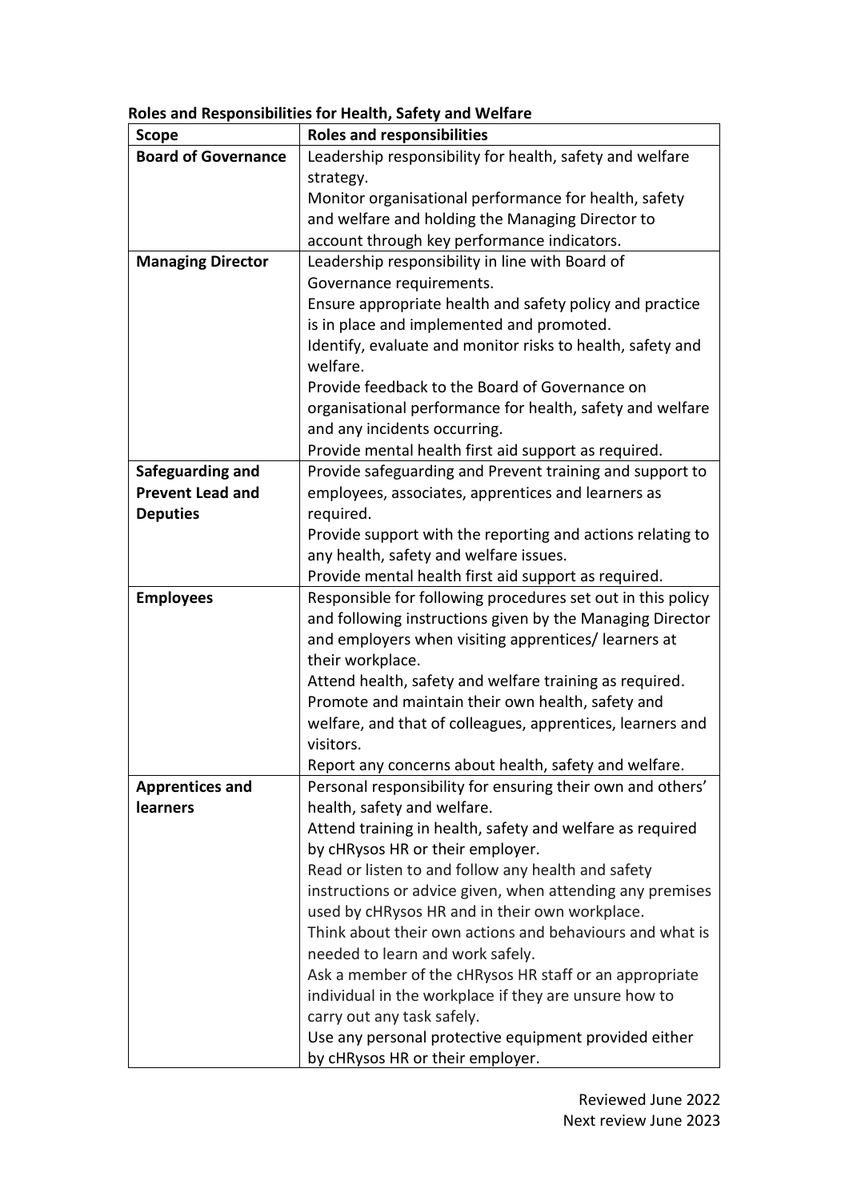**Roles and Responsibilities for Health, Safety and Welfare**

| Scope | Roles and responsibilities |
|---|---|
| **Board of Governance** | Leadership responsibility for health, safety and welfare strategy.<br>Monitor organisational performance for health, safety and welfare and holding the Managing Director to account through key performance indicators. |
| **Managing Director** | Leadership responsibility in line with Board of Governance requirements.<br>Ensure appropriate health and safety policy and practice is in place and implemented and promoted.<br>Identify, evaluate and monitor risks to health, safety and welfare.<br>Provide feedback to the Board of Governance on organisational performance for health, safety and welfare and any incidents occurring.<br>Provide mental health first aid support as required. |
| **Safeguarding and Prevent Lead and Deputies** | Provide safeguarding and Prevent training and support to employees, associates, apprentices and learners as required.<br>Provide support with the reporting and actions relating to any health, safety and welfare issues.<br>Provide mental health first aid support as required. |
| **Employees** | Responsible for following procedures set out in this policy and following instructions given by the Managing Director and employers when visiting apprentices/ learners at their workplace.<br>Attend health, safety and welfare training as required.<br>Promote and maintain their own health, safety and welfare, and that of colleagues, apprentices, learners and visitors.<br>Report any concerns about health, safety and welfare. |
| **Apprentices and learners** | Personal responsibility for ensuring their own and others' health, safety and welfare.<br>Attend training in health, safety and welfare as required by cHRysos HR or their employer.<br>Read or listen to and follow any health and safety instructions or advice given, when attending any premises used by cHRysos HR and in their own workplace.<br>Think about their own actions and behaviours and what is needed to learn and work safely.<br>Ask a member of the cHRysos HR staff or an appropriate individual in the workplace if they are unsure how to carry out any task safely.<br>Use any personal protective equipment provided either by cHRysos HR or their employer. |

Reviewed June 2022
Next review June 2023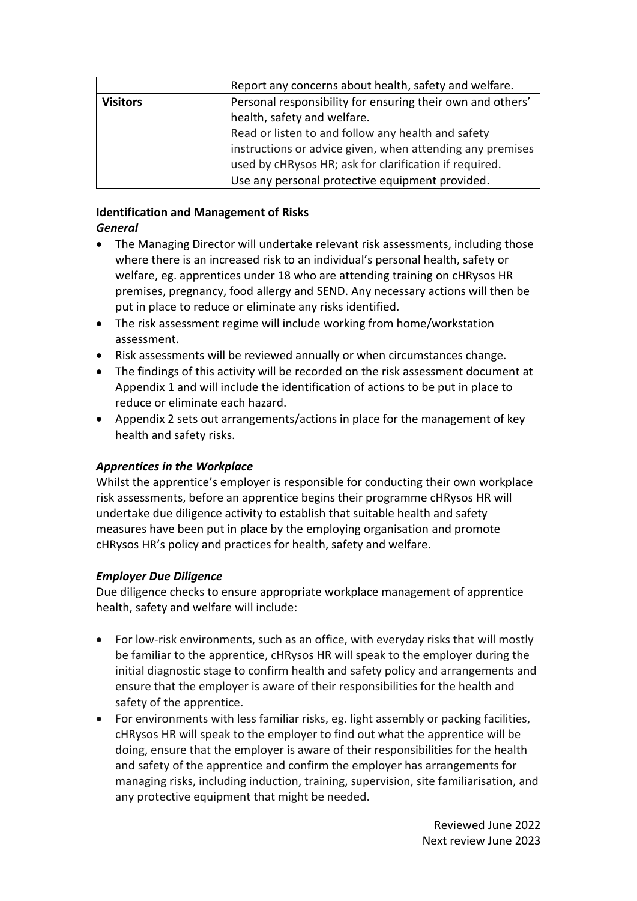| | |
|---|---|
| | Report any concerns about health, safety and welfare. |
| **Visitors** | Personal responsibility for ensuring their own and others' health, safety and welfare.<br>Read or listen to and follow any health and safety instructions or advice given, when attending any premises used by cHRysos HR; ask for clarification if required.<br>Use any personal protective equipment provided. |

**Identification and Management of Risks**

***General***

- The Managing Director will undertake relevant risk assessments, including those where there is an increased risk to an individual's personal health, safety or welfare, eg. apprentices under 18 who are attending training on cHRysos HR premises, pregnancy, food allergy and SEND. Any necessary actions will then be put in place to reduce or eliminate any risks identified.
- The risk assessment regime will include working from home/workstation assessment.
- Risk assessments will be reviewed annually or when circumstances change.
- The findings of this activity will be recorded on the risk assessment document at Appendix 1 and will include the identification of actions to be put in place to reduce or eliminate each hazard.
- Appendix 2 sets out arrangements/actions in place for the management of key health and safety risks.

***Apprentices in the Workplace***

Whilst the apprentice's employer is responsible for conducting their own workplace risk assessments, before an apprentice begins their programme cHRysos HR will undertake due diligence activity to establish that suitable health and safety measures have been put in place by the employing organisation and promote cHRysos HR's policy and practices for health, safety and welfare.

***Employer Due Diligence***

Due diligence checks to ensure appropriate workplace management of apprentice health, safety and welfare will include:

- For low-risk environments, such as an office, with everyday risks that will mostly be familiar to the apprentice, cHRysos HR will speak to the employer during the initial diagnostic stage to confirm health and safety policy and arrangements and ensure that the employer is aware of their responsibilities for the health and safety of the apprentice.
- For environments with less familiar risks, eg. light assembly or packing facilities, cHRysos HR will speak to the employer to find out what the apprentice will be doing, ensure that the employer is aware of their responsibilities for the health and safety of the apprentice and confirm the employer has arrangements for managing risks, including induction, training, supervision, site familiarisation, and any protective equipment that might be needed.

Reviewed June 2022
Next review June 2023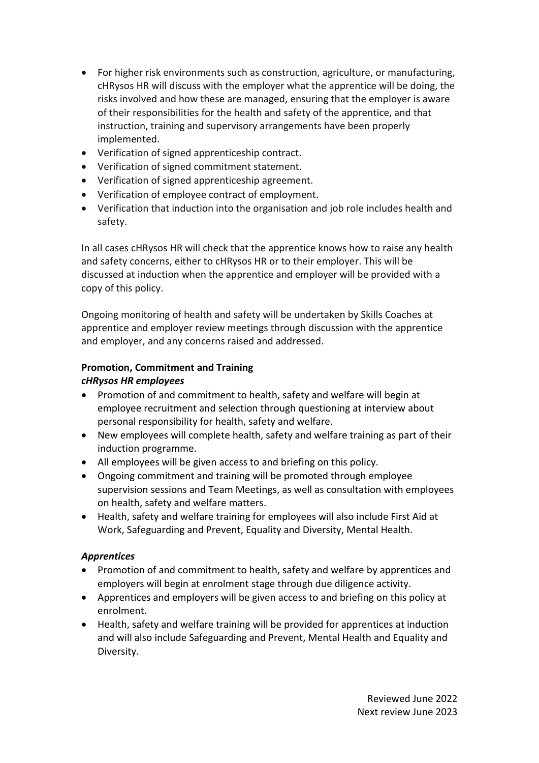- For higher risk environments such as construction, agriculture, or manufacturing, cHRysos HR will discuss with the employer what the apprentice will be doing, the risks involved and how these are managed, ensuring that the employer is aware of their responsibilities for the health and safety of the apprentice, and that instruction, training and supervisory arrangements have been properly implemented.
- Verification of signed apprenticeship contract.
- Verification of signed commitment statement.
- Verification of signed apprenticeship agreement.
- Verification of employee contract of employment.
- Verification that induction into the organisation and job role includes health and safety.

In all cases cHRysos HR will check that the apprentice knows how to raise any health and safety concerns, either to cHRysos HR or to their employer. This will be discussed at induction when the apprentice and employer will be provided with a copy of this policy.

Ongoing monitoring of health and safety will be undertaken by Skills Coaches at apprentice and employer review meetings through discussion with the apprentice and employer, and any concerns raised and addressed.

**Promotion, Commitment and Training**

***cHRysos HR employees***

- Promotion of and commitment to health, safety and welfare will begin at employee recruitment and selection through questioning at interview about personal responsibility for health, safety and welfare.
- New employees will complete health, safety and welfare training as part of their induction programme.
- All employees will be given access to and briefing on this policy.
- Ongoing commitment and training will be promoted through employee supervision sessions and Team Meetings, as well as consultation with employees on health, safety and welfare matters.
- Health, safety and welfare training for employees will also include First Aid at Work, Safeguarding and Prevent, Equality and Diversity, Mental Health.

***Apprentices***

- Promotion of and commitment to health, safety and welfare by apprentices and employers will begin at enrolment stage through due diligence activity.
- Apprentices and employers will be given access to and briefing on this policy at enrolment.
- Health, safety and welfare training will be provided for apprentices at induction and will also include Safeguarding and Prevent, Mental Health and Equality and Diversity.

Reviewed June 2022
Next review June 2023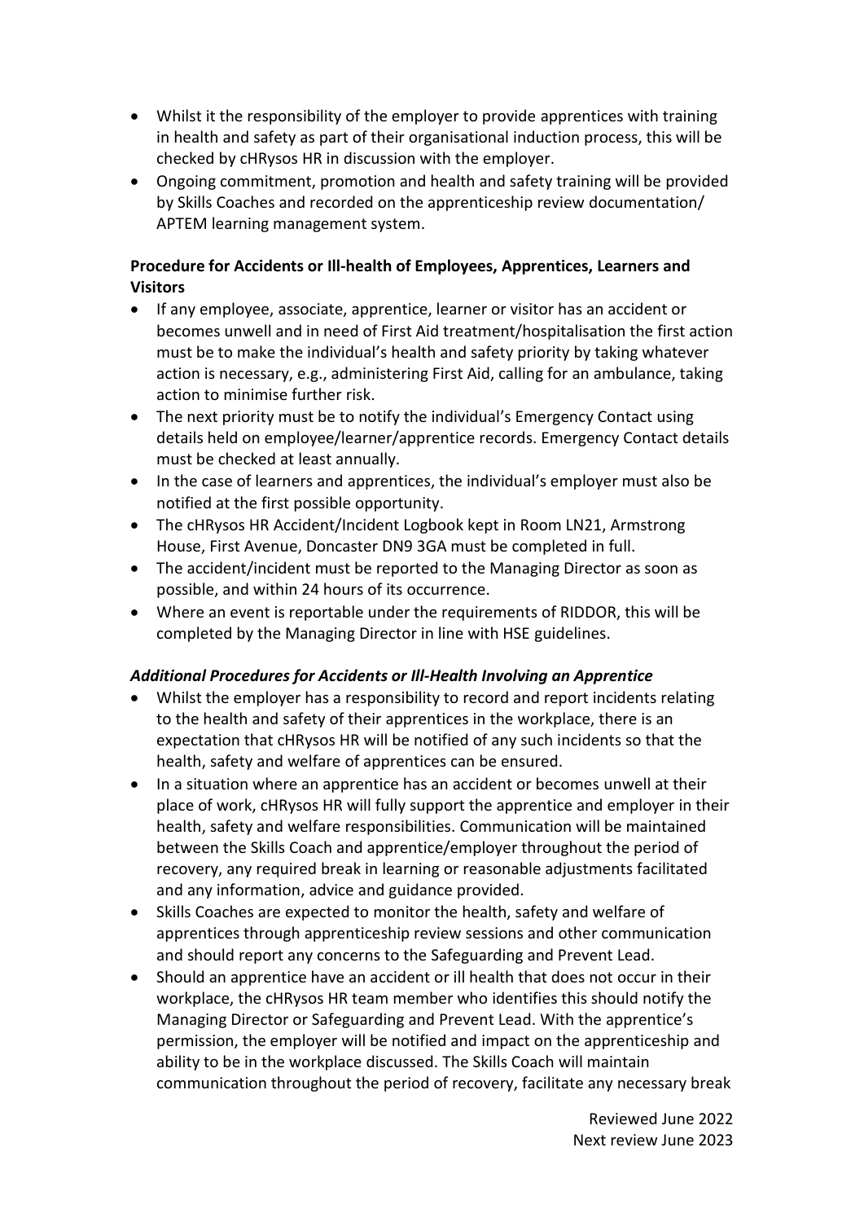- Whilst it the responsibility of the employer to provide apprentices with training in health and safety as part of their organisational induction process, this will be checked by cHRysos HR in discussion with the employer.
- Ongoing commitment, promotion and health and safety training will be provided by Skills Coaches and recorded on the apprenticeship review documentation/ APTEM learning management system.

**Procedure for Accidents or Ill-health of Employees, Apprentices, Learners and Visitors**

- If any employee, associate, apprentice, learner or visitor has an accident or becomes unwell and in need of First Aid treatment/hospitalisation the first action must be to make the individual's health and safety priority by taking whatever action is necessary, e.g., administering First Aid, calling for an ambulance, taking action to minimise further risk.
- The next priority must be to notify the individual's Emergency Contact using details held on employee/learner/apprentice records. Emergency Contact details must be checked at least annually.
- In the case of learners and apprentices, the individual's employer must also be notified at the first possible opportunity.
- The cHRysos HR Accident/Incident Logbook kept in Room LN21, Armstrong House, First Avenue, Doncaster DN9 3GA must be completed in full.
- The accident/incident must be reported to the Managing Director as soon as possible, and within 24 hours of its occurrence.
- Where an event is reportable under the requirements of RIDDOR, this will be completed by the Managing Director in line with HSE guidelines.

***Additional Procedures for Accidents or Ill-Health Involving an Apprentice***

- Whilst the employer has a responsibility to record and report incidents relating to the health and safety of their apprentices in the workplace, there is an expectation that cHRysos HR will be notified of any such incidents so that the health, safety and welfare of apprentices can be ensured.
- In a situation where an apprentice has an accident or becomes unwell at their place of work, cHRysos HR will fully support the apprentice and employer in their health, safety and welfare responsibilities. Communication will be maintained between the Skills Coach and apprentice/employer throughout the period of recovery, any required break in learning or reasonable adjustments facilitated and any information, advice and guidance provided.
- Skills Coaches are expected to monitor the health, safety and welfare of apprentices through apprenticeship review sessions and other communication and should report any concerns to the Safeguarding and Prevent Lead.
- Should an apprentice have an accident or ill health that does not occur in their workplace, the cHRysos HR team member who identifies this should notify the Managing Director or Safeguarding and Prevent Lead. With the apprentice's permission, the employer will be notified and impact on the apprenticeship and ability to be in the workplace discussed. The Skills Coach will maintain communication throughout the period of recovery, facilitate any necessary break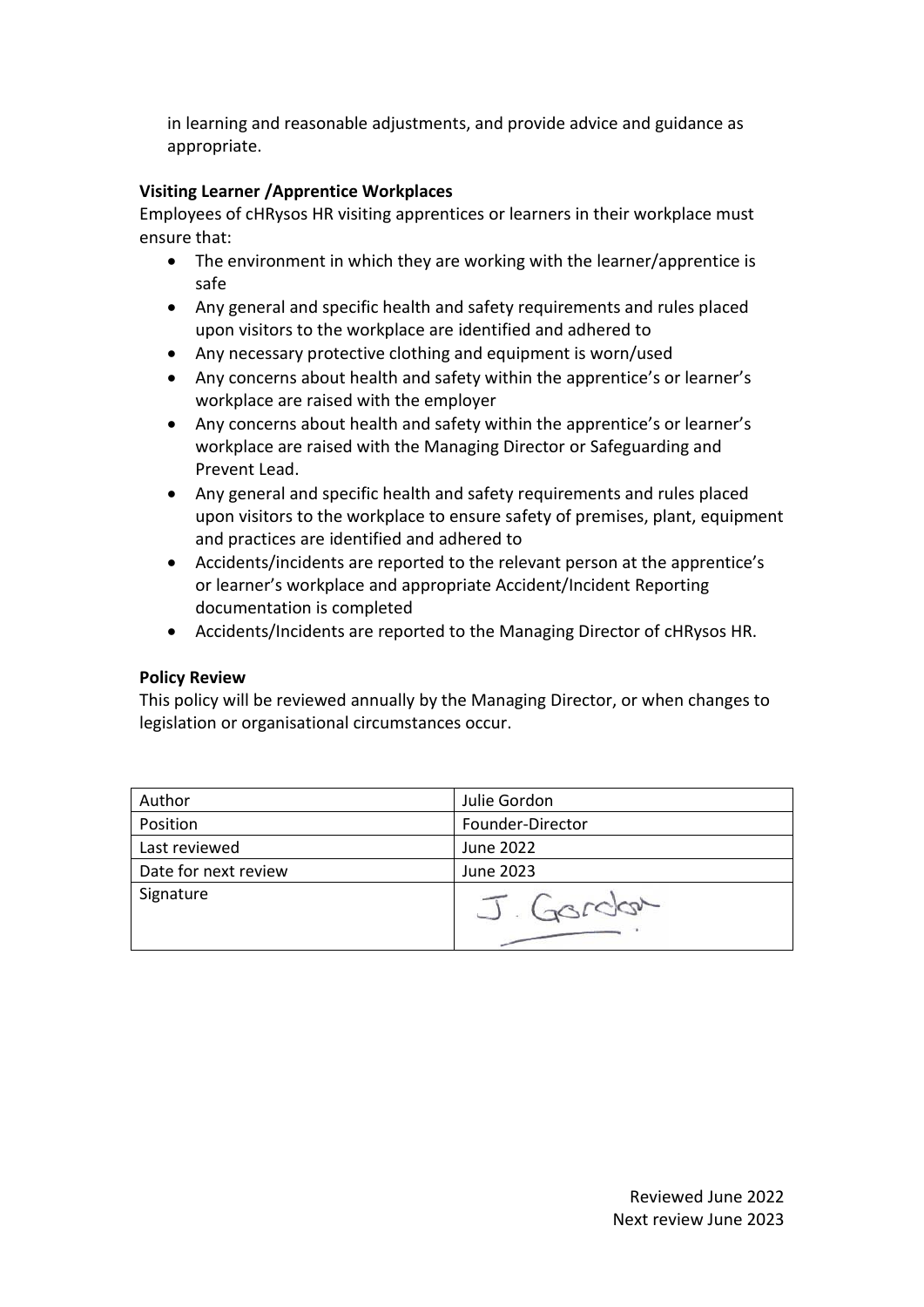in learning and reasonable adjustments, and provide advice and guidance as appropriate.

**Visiting Learner /Apprentice Workplaces**

Employees of cHRysos HR visiting apprentices or learners in their workplace must ensure that:

- The environment in which they are working with the learner/apprentice is safe
- Any general and specific health and safety requirements and rules placed upon visitors to the workplace are identified and adhered to
- Any necessary protective clothing and equipment is worn/used
- Any concerns about health and safety within the apprentice's or learner's workplace are raised with the employer
- Any concerns about health and safety within the apprentice's or learner's workplace are raised with the Managing Director or Safeguarding and Prevent Lead.
- Any general and specific health and safety requirements and rules placed upon visitors to the workplace to ensure safety of premises, plant, equipment and practices are identified and adhered to
- Accidents/incidents are reported to the relevant person at the apprentice's or learner's workplace and appropriate Accident/Incident Reporting documentation is completed
- Accidents/Incidents are reported to the Managing Director of cHRysos HR.

**Policy Review**

This policy will be reviewed annually by the Managing Director, or when changes to legislation or organisational circumstances occur.

| Author | Julie Gordon |
|---|---|
| Position | Founder-Director |
| Last reviewed | June 2022 |
| Date for next review | June 2023 |
| Signature | J. Gordon |

Reviewed June 2022
Next review June 2023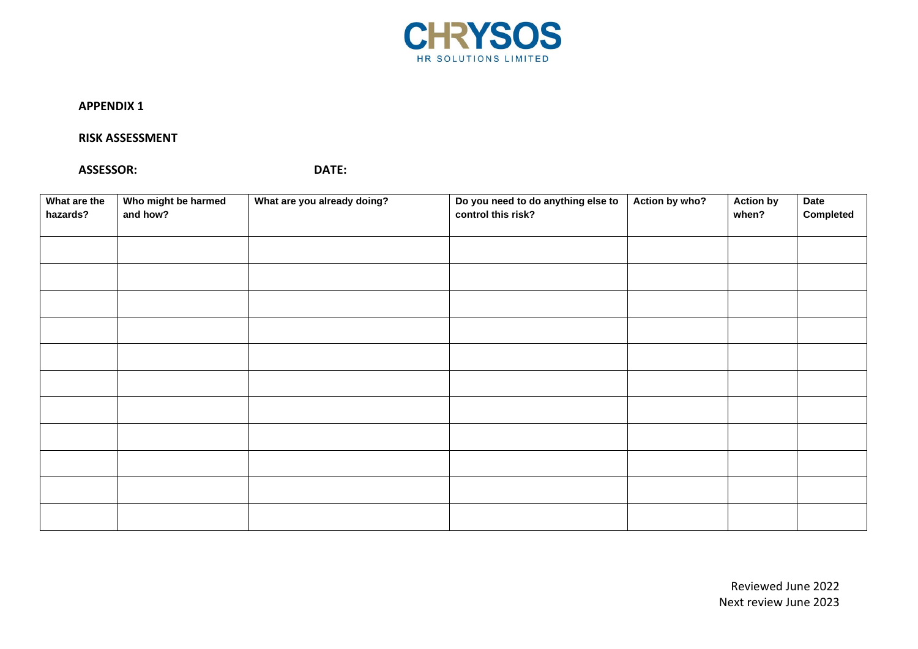**APPENDIX 1**

**RISK ASSESSMENT**

**ASSESSOR:** **DATE:**

| What are the hazards? | Who might be harmed and how? | What are you already doing? | Do you need to do anything else to control this risk? | Action by who? | Action by when? | Date Completed |
|---|---|---|---|---|---|---|
| | | | | | | |
| | | | | | | |
| | | | | | | |
| | | | | | | |
| | | | | | | |
| | | | | | | |
| | | | | | | |
| | | | | | | |
| | | | | | | |
| | | | | | | |
| | | | | | | |

Reviewed June 2022
Next review June 2023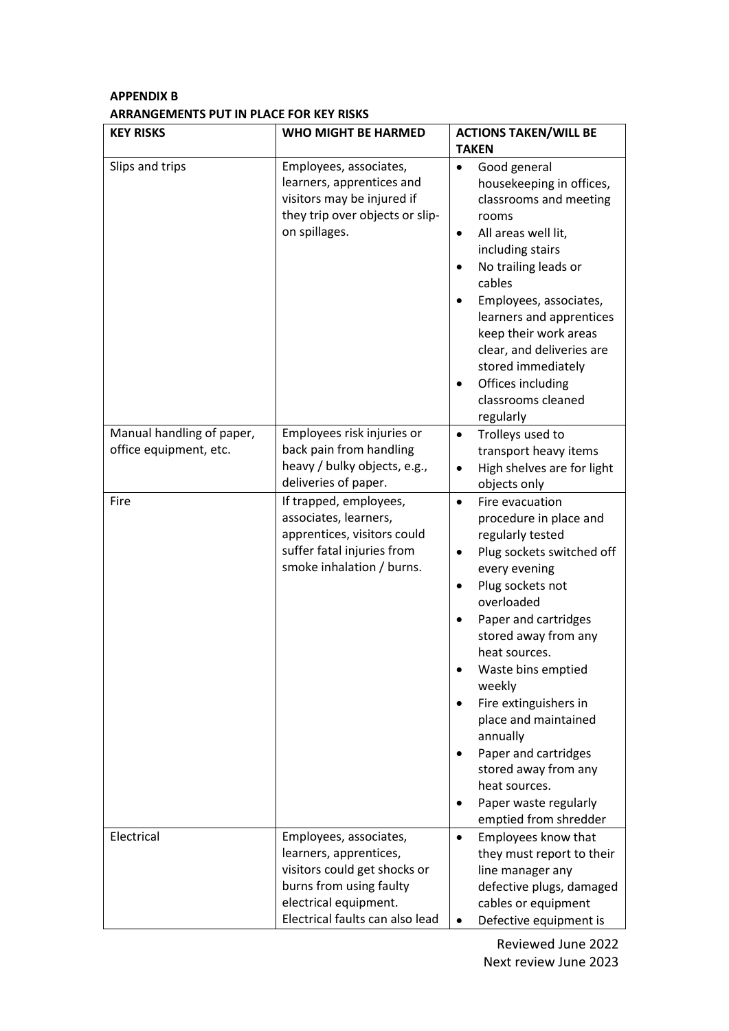**APPENDIX B**

**ARRANGEMENTS PUT IN PLACE FOR KEY RISKS**

| KEY RISKS | WHO MIGHT BE HARMED | ACTIONS TAKEN/WILL BE TAKEN |
|---|---|---|
| Slips and trips | Employees, associates, learners, apprentices and visitors may be injured if they trip over objects or slip-on spillages. | • Good general housekeeping in offices, classrooms and meeting rooms<br>• All areas well lit, including stairs<br>• No trailing leads or cables<br>• Employees, associates, learners and apprentices keep their work areas clear, and deliveries are stored immediately<br>• Offices including classrooms cleaned regularly |
| Manual handling of paper, office equipment, etc. | Employees risk injuries or back pain from handling heavy / bulky objects, e.g., deliveries of paper. | • Trolleys used to transport heavy items<br>• High shelves are for light objects only |
| Fire | If trapped, employees, associates, learners, apprentices, visitors could suffer fatal injuries from smoke inhalation / burns. | • Fire evacuation procedure in place and regularly tested<br>• Plug sockets switched off every evening<br>• Plug sockets not overloaded<br>• Paper and cartridges stored away from any heat sources.<br>• Waste bins emptied weekly<br>• Fire extinguishers in place and maintained annually<br>• Paper and cartridges stored away from any heat sources.<br>• Paper waste regularly emptied from shredder |
| Electrical | Employees, associates, learners, apprentices, visitors could get shocks or burns from using faulty electrical equipment. Electrical faults can also lead | • Employees know that they must report to their line manager any defective plugs, damaged cables or equipment<br>• Defective equipment is |

Reviewed June 2022
Next review June 2023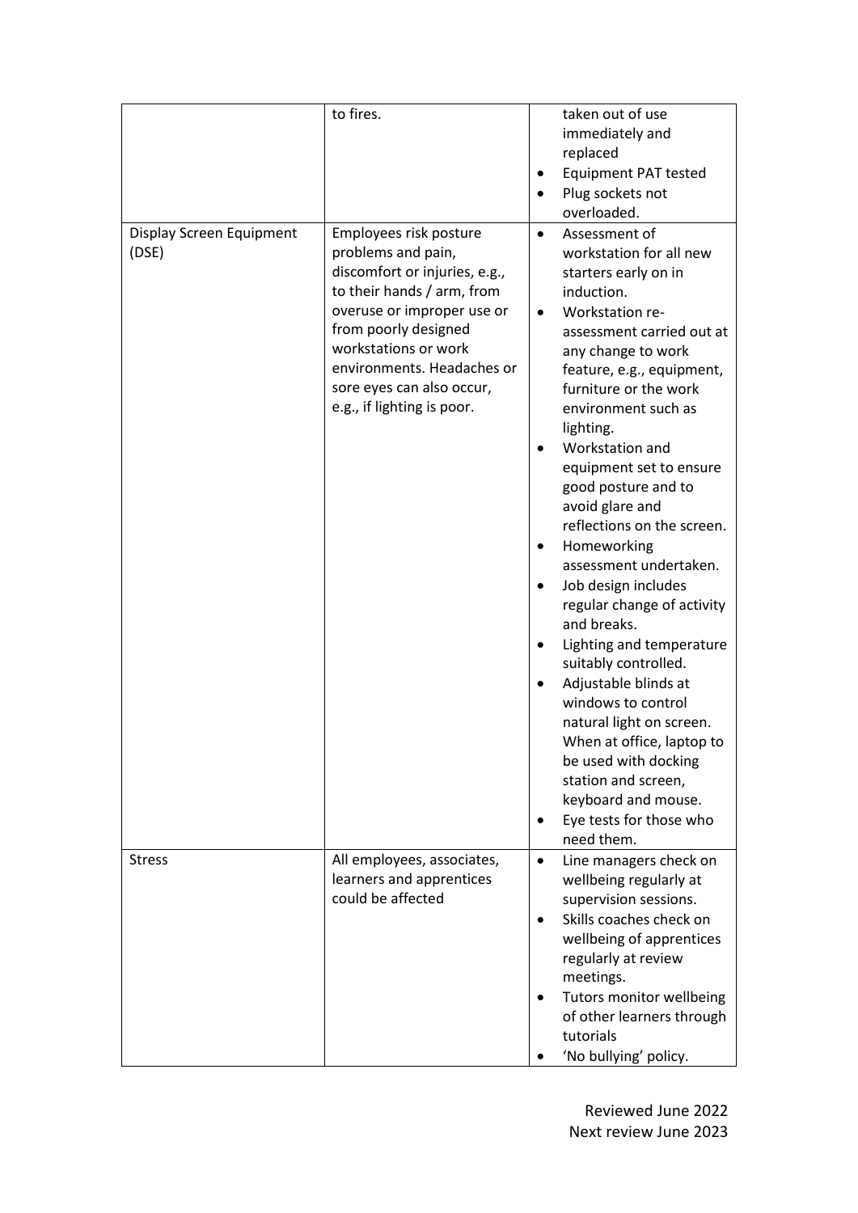| | | |
|---|---|---|
| | to fires. | taken out of use immediately and replaced<br>• Equipment PAT tested<br>• Plug sockets not overloaded. |
| Display Screen Equipment (DSE) | Employees risk posture problems and pain, discomfort or injuries, e.g., to their hands / arm, from overuse or improper use or from poorly designed workstations or work environments. Headaches or sore eyes can also occur, e.g., if lighting is poor. | • Assessment of workstation for all new starters early on in induction.<br>• Workstation re-assessment carried out at any change to work feature, e.g., equipment, furniture or the work environment such as lighting.<br>• Workstation and equipment set to ensure good posture and to avoid glare and reflections on the screen.<br>• Homeworking assessment undertaken.<br>• Job design includes regular change of activity and breaks.<br>• Lighting and temperature suitably controlled.<br>• Adjustable blinds at windows to control natural light on screen. When at office, laptop to be used with docking station and screen, keyboard and mouse.<br>• Eye tests for those who need them. |
| Stress | All employees, associates, learners and apprentices could be affected | • Line managers check on wellbeing regularly at supervision sessions.<br>• Skills coaches check on wellbeing of apprentices regularly at review meetings.<br>• Tutors monitor wellbeing of other learners through tutorials<br>• 'No bullying' policy. |

Reviewed June 2022
Next review June 2023